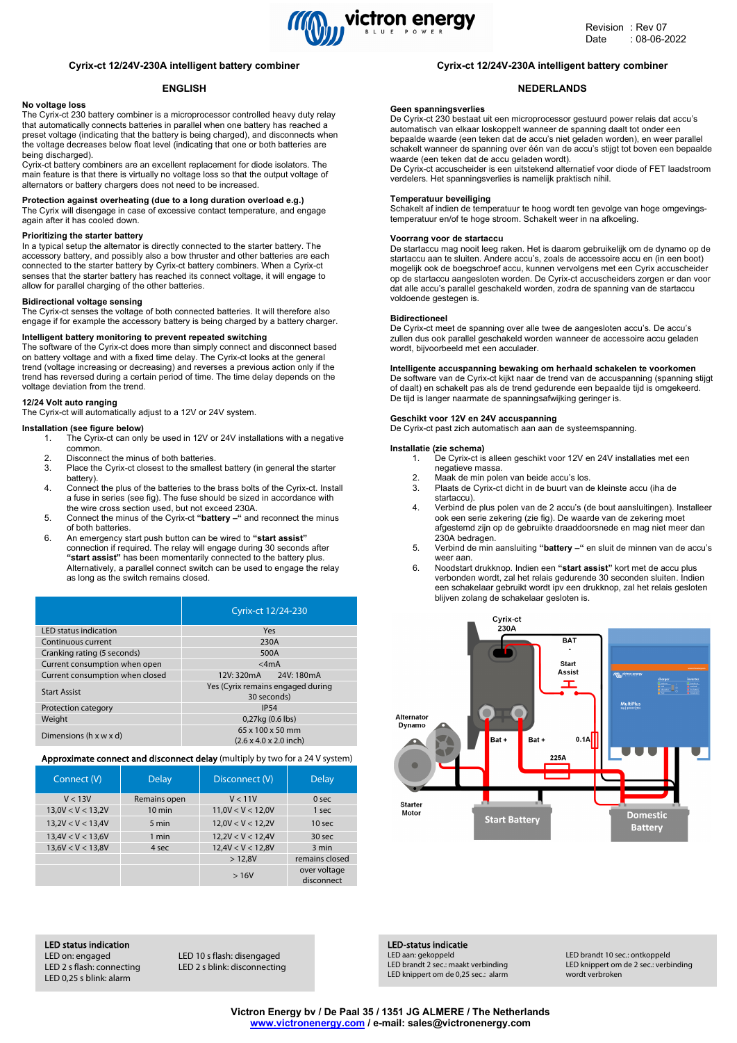Revision : Rev 07
Date : 08-06-2022

# Cyrix-ct 12/24V-230A intelligent battery combiner

## ENGLISH

### No voltage loss

The Cyrix-ct 230 battery combiner is a microprocessor controlled heavy duty relay that automatically connects batteries in parallel when one battery has reached a preset voltage (indicating that the battery is being charged), and disconnects when the voltage decreases below float level (indicating that one or both batteries are being discharged).
Cyrix-ct battery combiners are an excellent replacement for diode isolators. The main feature is that there is virtually no voltage loss so that the output voltage of alternators or battery chargers does not need to be increased.

### Protection against overheating (due to a long duration overload e.g.)

The Cyrix will disengage in case of excessive contact temperature, and engage again after it has cooled down.

### Prioritizing the starter battery

In a typical setup the alternator is directly connected to the starter battery. The accessory battery, and possibly also a bow thruster and other batteries are each connected to the starter battery by Cyrix-ct battery combiners. When a Cyrix-ct senses that the starter battery has reached its connect voltage, it will engage to allow for parallel charging of the other batteries.

### Bidirectional voltage sensing

The Cyrix-ct senses the voltage of both connected batteries. It will therefore also engage if for example the accessory battery is being charged by a battery charger.

### Intelligent battery monitoring to prevent repeated switching

The software of the Cyrix-ct does more than simply connect and disconnect based on battery voltage and with a fixed time delay. The Cyrix-ct looks at the general trend (voltage increasing or decreasing) and reverses a previous action only if the trend has reversed during a certain period of time. The time delay depends on the voltage deviation from the trend.

### 12/24 Volt auto ranging

The Cyrix-ct will automatically adjust to a 12V or 24V system.

### Installation (see figure below)

1. The Cyrix-ct can only be used in 12V or 24V installations with a negative common.
2. Disconnect the minus of both batteries.
3. Place the Cyrix-ct closest to the smallest battery (in general the starter battery).
4. Connect the plus of the batteries to the brass bolts of the Cyrix-ct. Install a fuse in series (see fig). The fuse should be sized in accordance with the wire cross section used, but not exceed 230A.
5. Connect the minus of the Cyrix-ct **"battery –"** and reconnect the minus of both batteries.
6. An emergency start push button can be wired to **"start assist"** connection if required. The relay will engage during 30 seconds after **"start assist"** has been momentarily connected to the battery plus. Alternatively, a parallel connect switch can be used to engage the relay as long as the switch remains closed.

| | Cyrix-ct 12/24-230 |
|---|---|
| LED status indication | Yes |
| Continuous current | 230A |
| Cranking rating (5 seconds) | 500A |
| Current consumption when open | <4mA |
| Current consumption when closed | 12V: 320mA 24V: 180mA |
| Start Assist | Yes (Cyrix remains engaged during 30 seconds) |
| Protection category | IP54 |
| Weight | 0,27kg (0.6 lbs) |
| Dimensions (h x w x d) | 65 x 100 x 50 mm (2.6 x 4.0 x 2.0 inch) |

**Approximate connect and disconnect delay** (multiply by two for a 24 V system)

| Connect (V) | Delay | Disconnect (V) | Delay |
|---|---|---|---|
| V < 13V | Remains open | V < 11V | 0 sec |
| 13,0V < V < 13,2V | 10 min | 11,0V < V < 12,0V | 1 sec |
| 13,2V < V < 13,4V | 5 min | 12,0V < V < 12,2V | 10 sec |
| 13,4V < V < 13,6V | 1 min | 12,2V < V < 12,4V | 30 sec |
| 13,6V < V < 13,8V | 4 sec | 12,4V < V < 12,8V | 3 min |
| | | > 12,8V | remains closed |
| | | > 16V | over voltage disconnect |

**LED status indication**

LED on: engaged
LED 2 s flash: connecting
LED 0,25 s blink: alarm
LED 10 s flash: disengaged
LED 2 s blink: disconnecting

# Cyrix-ct 12/24V-230A intelligent battery combiner

## NEDERLANDS

### Geen spanningsverlies

De Cyrix-ct 230 bestaat uit een microprocessor gestuurd power relais dat accu's automatisch van elkaar loskoppelt wanneer de spanning daalt tot onder een bepaalde waarde (een teken dat de accu's niet geladen worden), en weer parallel schakelt wanneer de spanning over één van de accu's stijgt tot boven een bepaalde waarde (een teken dat de accu geladen wordt).
De Cyrix-ct accuscheider is een uitstekend alternatief voor diode of FET laadstroom verdelers. Het spanningsverlies is namelijk praktisch nihil.

### Temperatuur beveiliging

Schakelt af indien de temperatuur te hoog wordt ten gevolge van hoge omgevings-temperatuur en/of te hoge stroom. Schakelt weer in na afkoeling.

### Voorrang voor de startaccu

De startaccu mag nooit leeg raken. Het is daarom gebruikelijk om de dynamo op de startaccu aan te sluiten. Andere accu's, zoals de accessoire accu en (in een boot) mogelijk ook de boegschroef accu, kunnen vervolgens met een Cyrix accuscheider op de startaccu aangesloten worden. De Cyrix-ct accuscheiders zorgen er dan voor dat alle accu's parallel geschakeld worden, zodra de spanning van de startaccu voldoende gestegen is.

### Bidirectioneel

De Cyrix-ct meet de spanning over alle twee de aangesloten accu's. De accu's zullen dus ook parallel geschakeld worden wanneer de accessoire accu geladen wordt, bijvoorbeeld met een acculader.

### Intelligente accuspanning bewaking om herhaald schakelen te voorkomen

De software van de Cyrix-ct kijkt naar de trend van de accuspanning (spanning stijgt of daalt) en schakelt pas als de trend gedurende een bepaalde tijd is omgekeerd. De tijd is langer naarmate de spanningsafwijking geringer is.

### Geschikt voor 12V en 24V accuspanning

De Cyrix-ct past zich automatisch aan aan de systeemspanning.

### Installatie (zie schema)

1. De Cyrix-ct is alleen geschikt voor 12V en 24V installaties met een negatieve massa.
2. Maak de min polen van beide accu's los.
3. Plaats de Cyrix-ct dicht in de buurt van de kleinste accu (iha de startaccu).
4. Verbind de plus polen van de 2 accu's (de bout aansluitingen). Installeer ook een serie zekering (zie fig). De waarde van de zekering moet afgestemd zijn op de gebruikte draaddoorsnede en mag niet meer dan 230A bedragen.
5. Verbind de min aansluiting **"battery –"** en sluit de minnen van de accu's weer aan.
6. Noodstart drukknop. Indien een **"start assist"** kort met de accu plus verbonden wordt, zal het relais gedurende 30 seconden sluiten. Indien een schakelaar gebruikt wordt ipv een drukknop, zal het relais gesloten blijven zolang de schakelaar gesloten is.

Cyrix-ct 230A
BAT -
Start Assist
Alternator Dynamo
Bat +
Bat +
0.1A
225A
Starter Motor
Start Battery
Domestic Battery

**LED-status indicatie**

LED aan: gekoppeld
LED brandt 2 sec.: maakt verbinding
LED knippert om de 0,25 sec.: alarm
LED brandt 10 sec.: ontkoppeld
LED knippert om de 2 sec.: verbinding wordt verbroken

**Victron Energy bv / De Paal 35 / 1351 JG ALMERE / The Netherlands**
**www.victronenergy.com / e-mail: sales@victronenergy.com**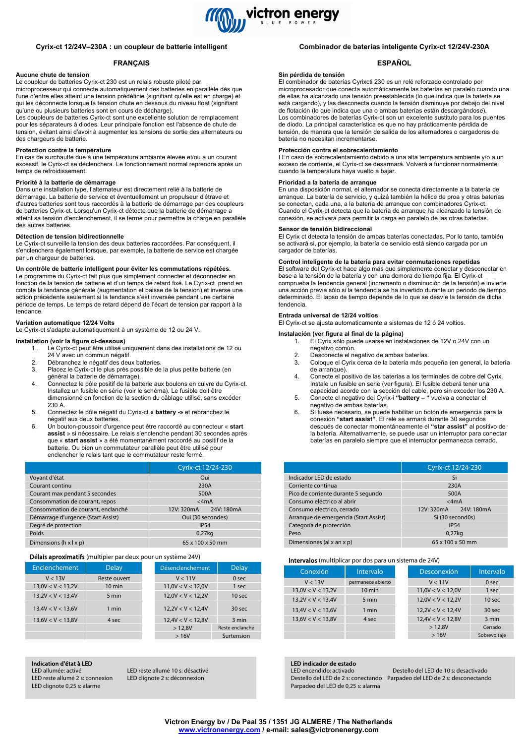# Cyrix-ct 12/24V–230A : un coupleur de batterie intelligent

## FRANÇAIS

### Aucune chute de tension

Le coupleur de batteries Cyrix-ct 230 est un relais robuste piloté par microprocesseur qui connecte automatiquement des batteries en parallèle dès que l'une d'entre elles atteint une tension prédéfinie (signifiant qu'elle est en charge) et qui les déconnecte lorsque la tension chute en dessous du niveau float (signifiant qu'une ou plusieurs batteries sont en cours de décharge).

Les coupleurs de batteries Cyrix-ct sont une excellente solution de remplacement pour les séparateurs à diodes. Leur principale fonction est l'absence de chute de tension, évitant ainsi d'avoir à augmenter les tensions de sortie des alternateurs ou des chargeurs de batterie.

### Protection contre la température

En cas de surchauffe due à une température ambiante élevée et/ou à un courant excessif, le Cyrix-ct se déclenchera. Le fonctionnement normal reprendra après un temps de refroidissement.

### Priorité à la batterie de démarrage

Dans une installation type, l'alternateur est directement relié à la batterie de démarrage. La batterie de service et éventuellement un propulseur d'étrave et d'autres batteries sont tous raccordés à la batterie de démarrage par des coupleurs de batteries Cyrix-ct. Lorsqu'un Cyrix-ct détecte que la batterie de démarrage a atteint sa tension d'enclenchement, il se ferme pour permettre la charge en parallèle des autres batteries.

### Détection de tension bidirectionnelle

Le Cyrix-ct surveille la tension des deux batteries raccordées. Par conséquent, il s'enclenchera également lorsque, par exemple, la batterie de service est chargée par un chargeur de batteries.

### Un contrôle de batterie intelligent pour éviter les commutations répétées.

Le programme du Cyrix-ct fait plus que simplement connecter et déconnecter en fonction de la tension de batterie et d'un temps de retard fixé. Le Cyrix-ct prend en compte la tendance générale (augmentation et baisse de la tension) et inverse une action précédente seulement si la tendance s'est inversée pendant une certaine période de temps. Le temps de retard dépend de l'écart de tension par rapport à la tendance.

### Variation automatique 12/24 Volts

Le Cyrix-ct s'adapte automatiquement à un système de 12 ou 24 V.

### Installation (voir la figure ci-dessous)

1. Le Cyrix-ct peut être utilisé uniquement dans des installations de 12 ou 24 V avec un commun négatif.
2. Débranchez le négatif des deux batteries.
3. Placez le Cyrix-ct le plus près possible de la plus petite batterie (en général la batterie de démarrage).
4. Connectez le pôle positif de la batterie aux boulons en cuivre du Cyrix-ct. Installez un fusible en série (voir le schéma). Le fusible doit être dimensionné en fonction de la section du câblage utilisé, sans excéder 230 A.
5. Connectez le pôle négatif du Cyrix-ct **« battery -»** et rebranchez le négatif aux deux batteries.
6. Un bouton-poussoir d'urgence peut être raccordé au connecteur « **start assist** » si nécessaire. Le relais s'enclenche pendant 30 secondes après que « **start assist** » a été momentanément raccordé au positif de la batterie. Ou bien un commutateur parallèle peut être utilisé pour enclencher le relais tant que le commutateur reste fermé.

| | Cyrix-ct 12/24-230 |
|---|---|
| Voyant d'état | Oui |
| Courant continu | 230A |
| Courant max pendant 5 secondes | 500A |
| Consommation de courant, repos | <4mA |
| Consommation de courant, enclanché | 12V: 320mA 24V: 180mA |
| Démarrage d'urgence (Start Assist) | Oui (30 secondes) |
| Degré de protection | IP54 |
| Poids | 0,27kg |
| Dimensions (h x l x p) | 65 x 100 x 50 mm |

**Délais aproximatifs** (multipier par deux pour un système 24V)

| Enclenchement | Delay | Désenclenchement | Delay |
|---|---|---|---|
| V < 13V | Reste ouvert | V < 11V | 0 sec |
| 13,0V < V < 13,2V | 10 min | 11,0V < V < 12,0V | 1 sec |
| 13,2V < V < 13,4V | 5 min | 12,0V < V < 12,2V | 10 sec |
| 13,4V < V < 13,6V | 1 min | 12,2V < V < 12,4V | 30 sec |
| 13,6V < V < 13,8V | 4 sec | 12,4V < V < 12,8V | 3 min |
| | | > 12,8V | Reste enclanché |
| | | > 16V | Surtension |

**Indication d'état à LED**

LED allumée: activé
LED reste allumé 2 s: connexion
LED clignote 0,25 s: alarme
LED reste allumé 10 s: désactivé
LED clignote 2 s: déconnexion

# Combinador de baterías inteligente Cyrix-ct 12/24V-230A

## ESPAÑOL

### Sin pérdida de tensión

El combinador de baterías Cyrixcti 230 es un relé reforzado controlado por microprocesador que conecta automáticamente las baterías en paralelo cuando una de ellas ha alcanzado una tensión preestablecida (lo que indica que la batería se está cargando), y las desconecta cuando la tensión disminuye por debajo del nivel de flotación (lo que indica que una o ambas baterías están descargándose).

Los combinadores de baterías Cyrix-ct son un excelente sustituto para los puentes de diodo. La principal característica es que no hay prácticamente pérdida de tensión, de manera que la tensión de salida de los alternadores o cargadores de batería no necesitan incrementarse.

### Protección contra el sobrecalentamiento

I En caso de sobrecalentamiento debido a una alta temperatura ambiente y/o a un exceso de corriente, el Cyrix-ct se desarmará. Volverá a funcionar normalmente cuando la temperatura haya vuelto a bajar.

### Prioridad a la batería de arranque

En una disposición normal, el alternador se conecta directamente a la batería de arranque. La batería de servicio, y quizá también la hélice de proa y otras baterías se conectan, cada una, a la batería de arranque con combinadores Cyrix-ct. Cuando el Cyrix-ct detecta que la batería de arranque ha alcanzado la tensión de conexión, se activará para permitir la carga en paralelo de las otras baterías.

### Sensor de tensión bidireccional

El Cyrix ct detecta la tensión de ambas baterías conectadas. Por lo tanto, también se activará si, por ejemplo, la batería de servicio está siendo cargada por un cargador de baterías.

### Control inteligente de la batería para evitar conmutaciones repetidas

El software del Cyrix-ct hace algo más que simplemente conectar y desconectar en base a la tensión de la batería y con una demora de tiempo fija. El Cyrix-ct comprueba la tendencia general (incremento o disminución de la tensión) e invierte una acción previa sólo si la tendencia se ha invertido durante un periodo de tiempo determinado. El lapso de tiempo depende de lo que se desvíe la tensión de dicha tendencia.

### Entrada universal de 12/24 voltios

El Cyrix-ct se ajusta automáticamente a sistemas de 12 ó 24 voltios.

### Instalación (ver figura al final de la página)

1. El Cyrix sólo puede usarse en instalaciones de 12V o 24V con un negativo común.
2. Desconecte el negativo de ambas baterías.
3. Coloque el Cyrix cerca de la batería más pequeña (en general, la batería de arranque).
4. Conecte el positivo de las baterías a los terminales de cobre del Cyrix. Instale un fusible en serie (ver figura). El fusible deberá tener una capacidad acorde con la sección del cable, pero sin exceder los 230 A.
5. Conecte el negativo del Cyrix-i **"battery –"** vuelva a conectar el negativo de ambas baterías.
6. Si fuese necesario, se puede habilitar un botón de emergencia para la conexión **"start assist"**. El relé se armará durante 30 segundos después de conectar momentáneamente el **"star assist"** al positivo de la batería. Alternativamente, se puede usar un interruptor para conectar baterías en paralelo siempre que el interruptor permanezca cerrado.

| | Cyrix-ct 12/24-230 |
|---|---|
| Indicador LED de estado | Si |
| Corriente continua | 230A |
| Pico de corriente durante 5 segundo | 500A |
| Consumo eléctrico al abrir | <4mA |
| Consumo electrico, cerrado | 12V: 320mA 24V: 180mA |
| Arranque de emergencia (Start Assist) | Si (30 second0s) |
| Categoría de protección | IP54 |
| Peso | 0,27kg |
| Dimensiones (al x an x p) | 65 x 100 x 50 mm |

**Intervalos** (multiplicar por dos para un sistema de 24V)

| Conexión | Intervalo | Desconexión | Intervalo |
|---|---|---|---|
| V < 13V | permanece abierto | V < 11V | 0 sec |
| 13,0V < V < 13,2V | 10 min | 11,0V < V < 12,0V | 1 sec |
| 13,2V < V < 13,4V | 5 min | 12,0V < V < 12,2V | 10 sec |
| 13,4V < V < 13,6V | 1 min | 12,2V < V < 12,4V | 30 sec |
| 13,6V < V < 13,8V | 4 sec | 12,4V < V < 12,8V | 3 min |
| | | > 12,8V | Cerrado |
| | | > 16V | Sobrevoltaje |

**LED indicador de estado**

LED encendido: activado
Destello del LED de 2 s: conectando
Parpadeo del LED de 0,25 s: alarma
Destello del LED de 10 s: desactivado
Parpadeo del LED de 2 s: desconectando

Victron Energy bv / De Paal 35 / 1351 JG ALMERE / The Netherlands
www.victronenergy.com / e-mail: sales@victronenergy.com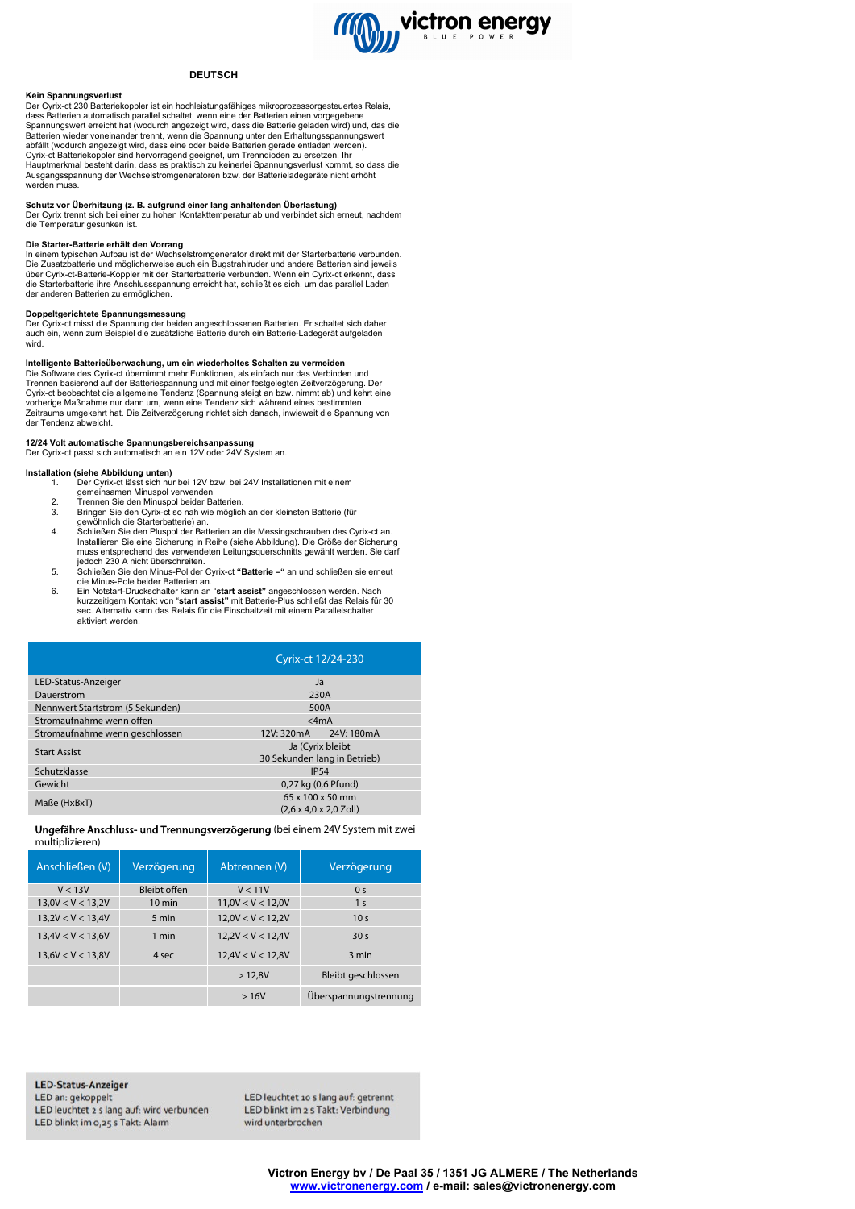## DEUTSCH

**Kein Spannungsverlust**
Der Cyrix-ct 230 Batteriekoppler ist ein hochleistungsfähiges mikroprozessorgesteuertes Relais, dass Batterien automatisch parallel schaltet, wenn eine der Batterien einen vorgegebene Spannungswert erreicht hat (wodurch angezeigt wird, dass die Batterie geladen wird) und, das die Batterien wieder voneinander trennt, wenn die Spannung unter den Erhaltungsspannungswert abfällt (wodurch angezeigt wird, dass eine oder beide Batterien gerade entladen werden). Cyrix-ct Batteriekoppler sind hervorragend geeignet, um Trenndioden zu ersetzen. Ihr Hauptmerkmal besteht darin, dass es praktisch zu keinerlei Spannungsverlust kommt, so dass die Ausgangsspannung der Wechselstromgeneratoren bzw. der Batterieladegeräte nicht erhöht werden muss.

**Schutz vor Überhitzung (z. B. aufgrund einer lang anhaltenden Überlastung)**
Der Cyrix trennt sich bei einer zu hohen Kontakttemperatur ab und verbindet sich erneut, nachdem die Temperatur gesunken ist.

**Die Starter-Batterie erhält den Vorrang**
In einem typischen Aufbau ist der Wechselstromgenerator direkt mit der Starterbatterie verbunden. Die Zusatzbatterie und möglicherweise auch ein Bugstrahlruder und andere Batterien sind jeweils über Cyrix-ct-Batterie-Koppler mit der Starterbatterie verbunden. Wenn ein Cyrix-ct erkennt, dass die Starterbatterie ihre Anschlussspannung erreicht hat, schließt es sich, um das parallel Laden der anderen Batterien zu ermöglichen.

**Doppeltgerichtete Spannungsmessung**
Der Cyrix-ct misst die Spannung der beiden angeschlossenen Batterien. Er schaltet sich daher auch ein, wenn zum Beispiel die zusätzliche Batterie durch ein Batterie-Ladegerät aufgeladen wird.

**Intelligente Batterieüberwachung, um ein wiederholtes Schalten zu vermeiden**
Die Software des Cyrix-ct übernimmt mehr Funktionen, als einfach nur das Verbinden und Trennen basierend auf der Batteriespannung und mit einer festgelegten Zeitverzögerung. Der Cyrix-ct beobachtet die allgemeine Tendenz (Spannung steigt an bzw. nimmt ab) und kehrt eine vorherige Maßnahme nur dann um, wenn eine Tendenz sich während eines bestimmten Zeitraums umgekehrt hat. Die Zeitverzögerung richtet sich danach, inwieweit die Spannung von der Tendenz abweicht.

**12/24 Volt automatische Spannungsbereichsanpassung**
Der Cyrix-ct passt sich automatisch an ein 12V oder 24V System an.

**Installation (siehe Abbildung unten)**

1. Der Cyrix-ct lässt sich nur bei 12V bzw. bei 24V Installationen mit einem gemeinsamen Minuspol verwenden
2. Trennen Sie den Minuspol beider Batterien.
3. Bringen Sie den Cyrix-ct so nah wie möglich an der kleinsten Batterie (für gewöhnlich die Starterbatterie) an.
4. Schließen Sie den Pluspol der Batterien an die Messingschrauben des Cyrix-ct an. Installieren Sie eine Sicherung in Reihe (siehe Abbildung). Die Größe der Sicherung muss entsprechend des verwendeten Leitungsquerschnitts gewählt werden. Sie darf jedoch 230 A nicht überschreiten.
5. Schließen Sie den Minus-Pol der Cyrix-ct **"Batterie –"** an und schließen sie erneut die Minus-Pole beider Batterien an.
6. Ein Notstart-Druckschalter kann an "**start assist"** angeschlossen werden. Nach kurzzeitigem Kontakt von "**start assist"** mit Batterie-Plus schließt das Relais für 30 sec. Alternativ kann das Relais für die Einschaltzeit mit einem Parallelschalter aktiviert werden.

| | Cyrix-ct 12/24-230 |
|---|---|
| LED-Status-Anzeiger | Ja |
| Dauerstrom | 230A |
| Nennwert Startstrom (5 Sekunden) | 500A |
| Stromaufnahme wenn offen | <4mA |
| Stromaufnahme wenn geschlossen | 12V: 320mA 24V: 180mA |
| Start Assist | Ja (Cyrix bleibt 30 Sekunden lang in Betrieb) |
| Schutzklasse | IP54 |
| Gewicht | 0,27 kg (0,6 Pfund) |
| Maße (HxBxT) | 65 x 100 x 50 mm (2,6 x 4,0 x 2,0 Zoll) |

**Ungefähre Anschluss- und Trennungsverzögerung** (bei einem 24V System mit zwei multiplizieren)

| Anschließen (V) | Verzögerung | Abtrennen (V) | Verzögerung |
|---|---|---|---|
| V < 13V | Bleibt offen | V < 11V | 0 s |
| 13,0V < V < 13,2V | 10 min | 11,0V < V < 12,0V | 1 s |
| 13,2V < V < 13,4V | 5 min | 12,0V < V < 12,2V | 10 s |
| 13,4V < V < 13,6V | 1 min | 12,2V < V < 12,4V | 30 s |
| 13,6V < V < 13,8V | 4 sec | 12,4V < V < 12,8V | 3 min |
| | | > 12,8V | Bleibt geschlossen |
| | | > 16V | Überspannungstrennung |

**LED-Status-Anzeiger**
LED an: gekoppelt
LED leuchtet 2 s lang auf: wird verbunden
LED blinkt im 0,25 s Takt: Alarm
LED leuchtet 10 s lang auf: getrennt
LED blinkt im 2 s Takt: Verbindung wird unterbrochen

**Victron Energy bv / De Paal 35 / 1351 JG ALMERE / The Netherlands**
**www.victronenergy.com / e-mail: sales@victronenergy.com**